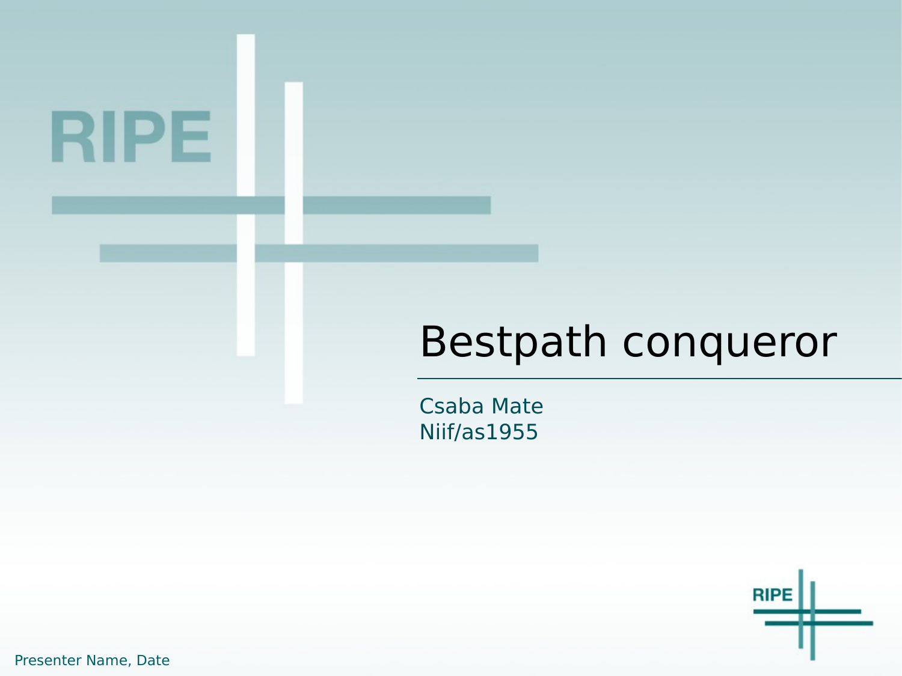# Bestpath conqueror

Csaba Mate
Niif/as1955

Presenter Name, Date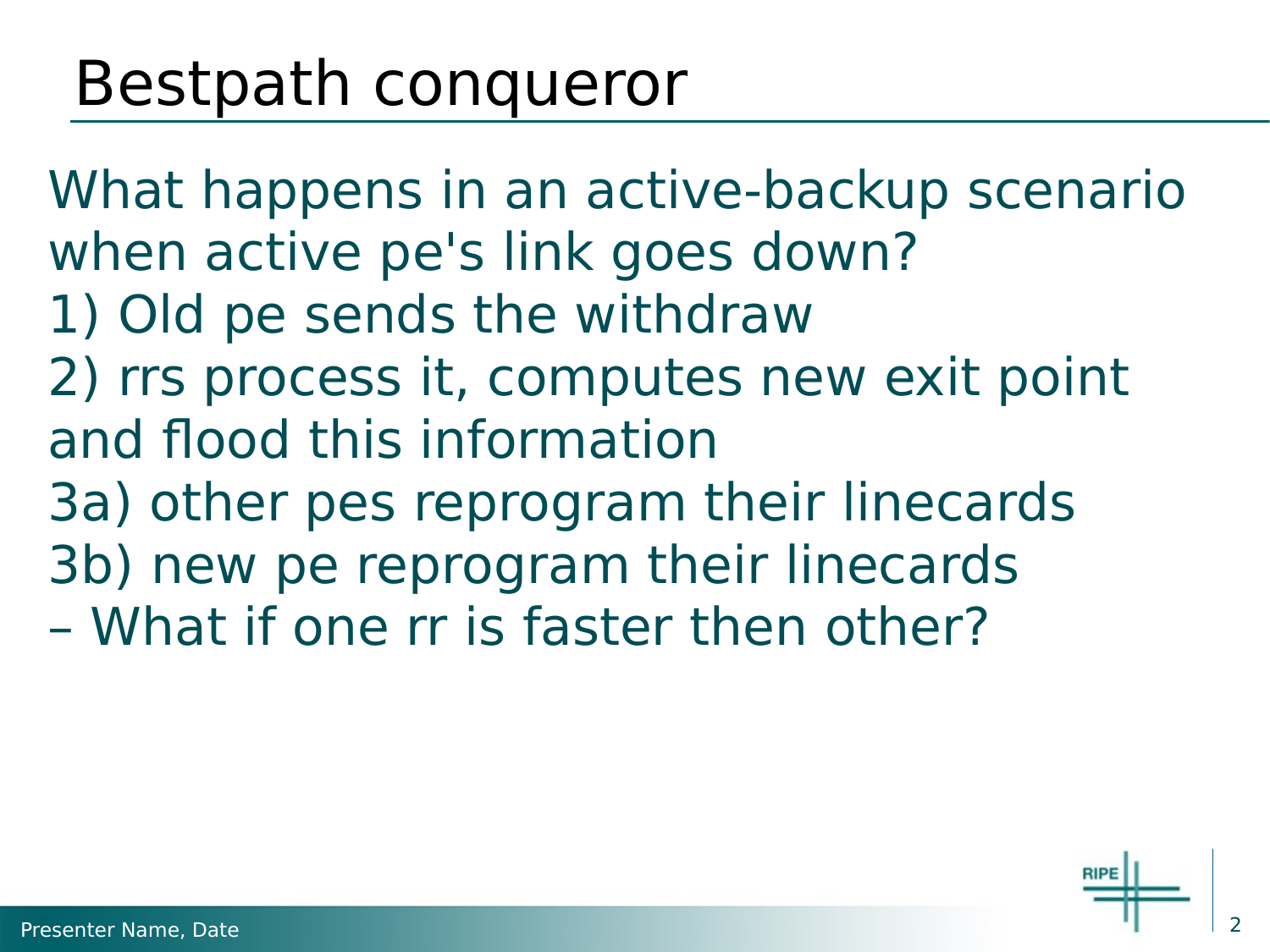# Bestpath conqueror

What happens in an active-backup scenario when active pe's link goes down?

1) Old pe sends the withdraw

2) rrs process it, computes new exit point and flood this information

3a) other pes reprogram their linecards

3b) new pe reprogram their linecards

– What if one rr is faster then other?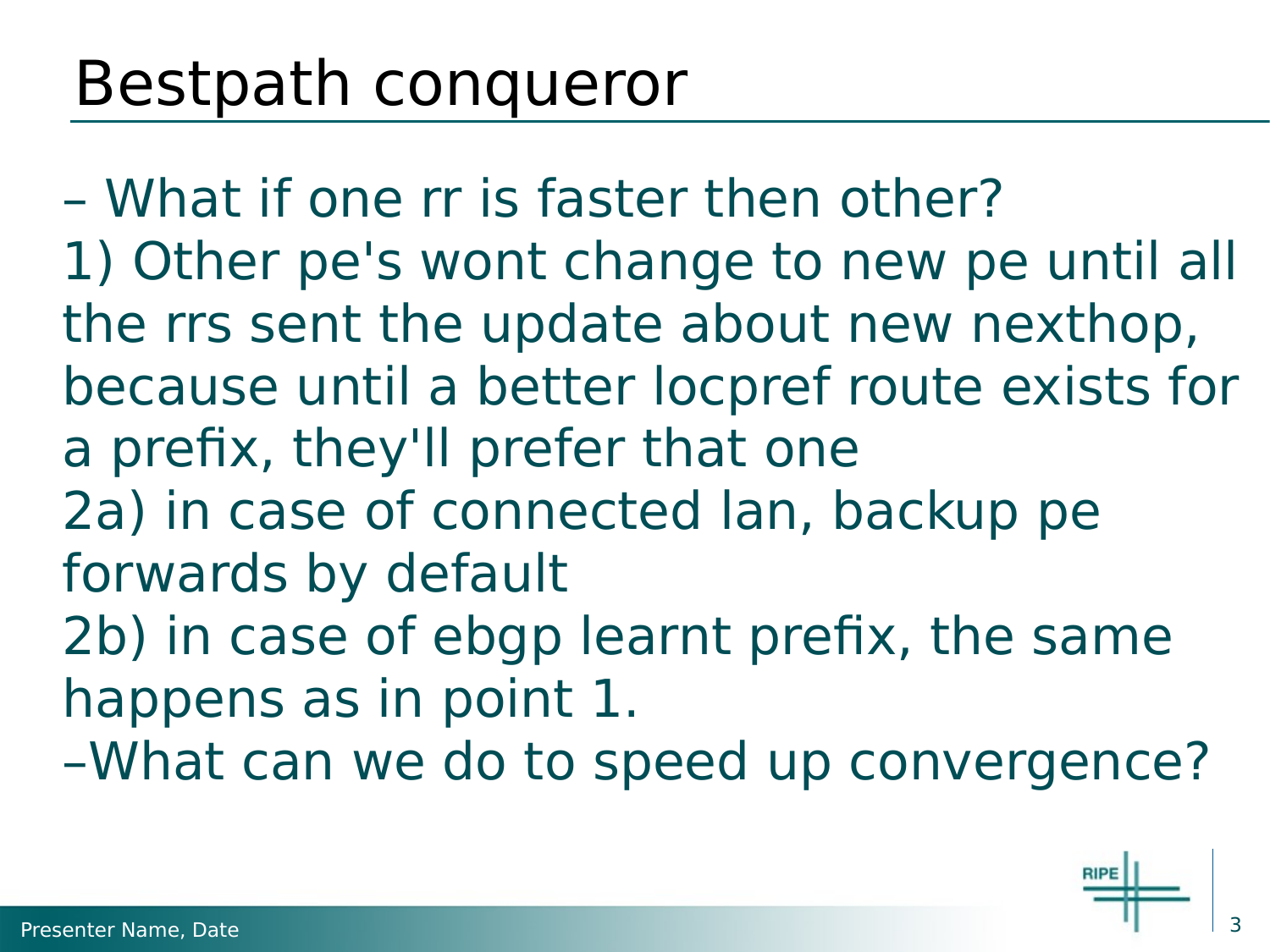# Bestpath conqueror

– What if one rr is faster then other?

1) Other pe's wont change to new pe until all the rrs sent the update about new nexthop, because until a better locpref route exists for a prefix, they'll prefer that one

2a) in case of connected lan, backup pe forwards by default

2b) in case of ebgp learnt prefix, the same happens as in point 1.

–What can we do to speed up convergence?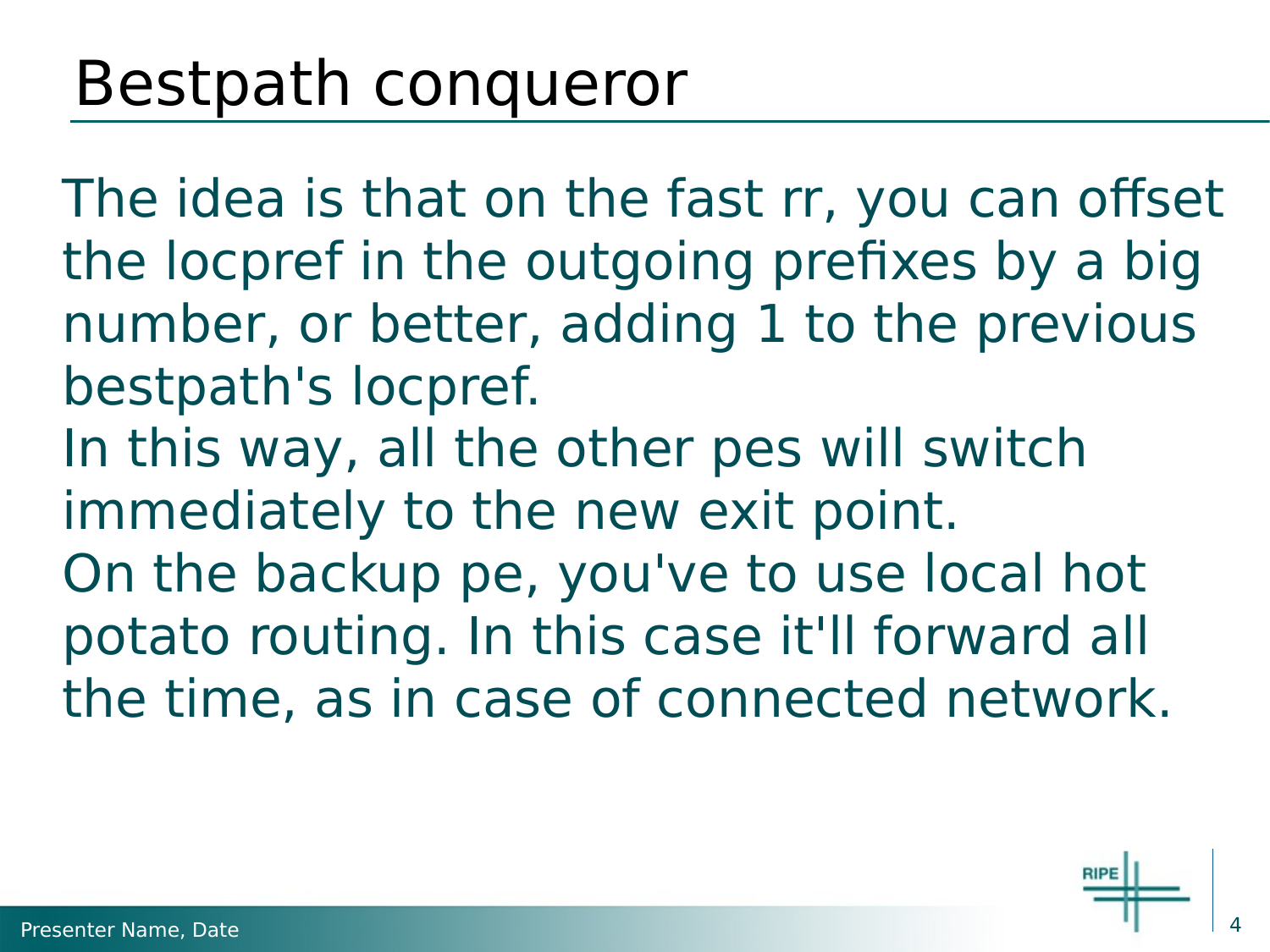# Bestpath conqueror

The idea is that on the fast rr, you can offset the locpref in the outgoing prefixes by a big number, or better, adding 1 to the previous bestpath's locpref.
In this way, all the other pes will switch immediately to the new exit point.
On the backup pe, you've to use local hot potato routing. In this case it'll forward all the time, as in case of connected network.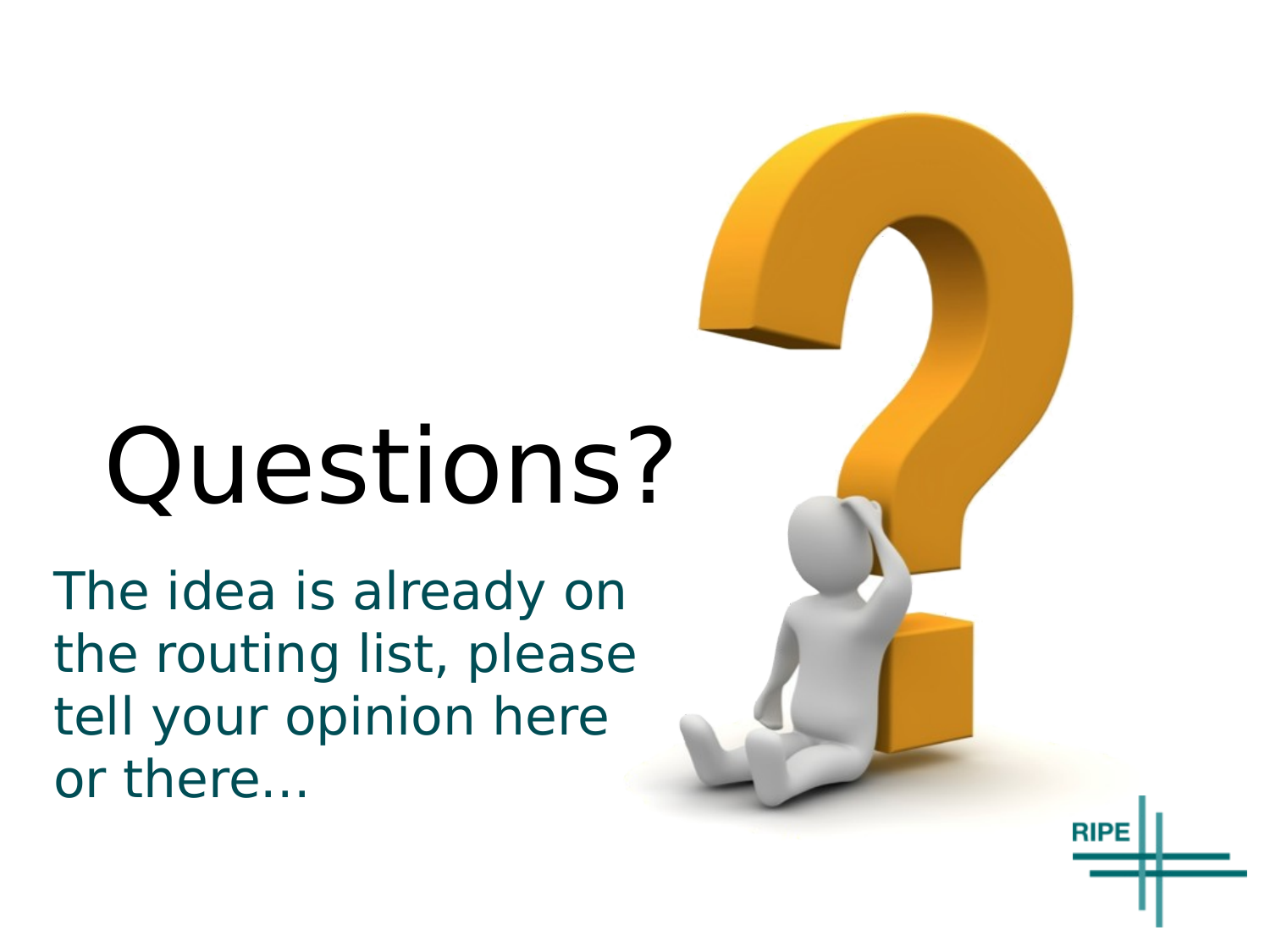# Questions?

The idea is already on the routing list, please tell your opinion here or there...